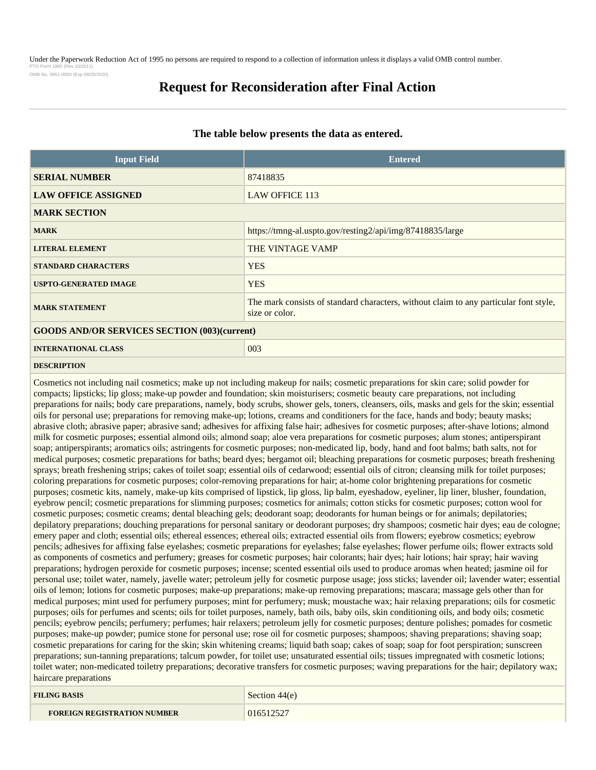Under the Paperwork Reduction Act of 1995 no persons are required to respond to a collection of information unless it displays a valid OMB control number.
PTO Form 1960 (Rev 10/2011)
OMB No. 0651-0050 (Exp 09/20/2020)

# Request for Reconsideration after Final Action

### The table below presents the data as entered.

| Input Field | Entered |
|---|---|
| **SERIAL NUMBER** | 87418835 |
| **LAW OFFICE ASSIGNED** | LAW OFFICE 113 |
| **MARK SECTION** | |
| **MARK** | https://tmng-al.uspto.gov/resting2/api/img/87418835/large |
| **LITERAL ELEMENT** | THE VINTAGE VAMP |
| **STANDARD CHARACTERS** | YES |
| **USPTO-GENERATED IMAGE** | YES |
| **MARK STATEMENT** | The mark consists of standard characters, without claim to any particular font style, size or color. |
| **GOODS AND/OR SERVICES SECTION (003)(current)** | |
| **INTERNATIONAL CLASS** | 003 |
| **DESCRIPTION** | |
| Cosmetics not including nail cosmetics; make up not including makeup for nails; cosmetic preparations for skin care; solid powder for compacts; lipsticks; lip gloss; make-up powder and foundation; skin moisturisers; cosmetic beauty care preparations, not including preparations for nails; body care preparations, namely, body scrubs, shower gels, toners, cleansers, oils, masks and gels for the skin; essential oils for personal use; preparations for removing make-up; lotions, creams and conditioners for the face, hands and body; beauty masks; abrasive cloth; abrasive paper; abrasive sand; adhesives for affixing false hair; adhesives for cosmetic purposes; after-shave lotions; almond milk for cosmetic purposes; essential almond oils; almond soap; aloe vera preparations for cosmetic purposes; alum stones; antiperspirant soap; antiperspirants; aromatics oils; astringents for cosmetic purposes; non-medicated lip, body, hand and foot balms; bath salts, not for medical purposes; cosmetic preparations for baths; beard dyes; bergamot oil; bleaching preparations for cosmetic purposes; breath freshening sprays; breath freshening strips; cakes of toilet soap; essential oils of cedarwood; essential oils of citron; cleansing milk for toilet purposes; coloring preparations for cosmetic purposes; color-removing preparations for hair; at-home color brightening preparations for cosmetic purposes; cosmetic kits, namely, make-up kits comprised of lipstick, lip gloss, lip balm, eyeshadow, eyeliner, lip liner, blusher, foundation, eyebrow pencil; cosmetic preparations for slimming purposes; cosmetics for animals; cotton sticks for cosmetic purposes; cotton wool for cosmetic purposes; cosmetic creams; dental bleaching gels; deodorant soap; deodorants for human beings or for animals; depilatories; depilatory preparations; douching preparations for personal sanitary or deodorant purposes; dry shampoos; cosmetic hair dyes; eau de cologne; emery paper and cloth; essential oils; ethereal essences; ethereal oils; extracted essential oils from flowers; eyebrow cosmetics; eyebrow pencils; adhesives for affixing false eyelashes; cosmetic preparations for eyelashes; false eyelashes; flower perfume oils; flower extracts sold as components of cosmetics and perfumery; greases for cosmetic purposes; hair colorants; hair dyes; hair lotions; hair spray; hair waving preparations; hydrogen peroxide for cosmetic purposes; incense; scented essential oils used to produce aromas when heated; jasmine oil for personal use; toilet water, namely, javelle water; petroleum jelly for cosmetic purpose usage; joss sticks; lavender oil; lavender water; essential oils of lemon; lotions for cosmetic purposes; make-up preparations; make-up removing preparations; mascara; massage gels other than for medical purposes; mint used for perfumery purposes; mint for perfumery; musk; moustache wax; hair relaxing preparations; oils for cosmetic purposes; oils for perfumes and scents; oils for toilet purposes, namely, bath oils, baby oils, skin conditioning oils, and body oils; cosmetic pencils; eyebrow pencils; perfumery; perfumes; hair relaxers; petroleum jelly for cosmetic purposes; denture polishes; pomades for cosmetic purposes; make-up powder; pumice stone for personal use; rose oil for cosmetic purposes; shampoos; shaving preparations; shaving soap; cosmetic preparations for caring for the skin; skin whitening creams; liquid bath soap; cakes of soap; soap for foot perspiration; sunscreen preparations; sun-tanning preparations; talcum powder, for toilet use; unsaturated essential oils; tissues impregnated with cosmetic lotions; toilet water; non-medicated toiletry preparations; decorative transfers for cosmetic purposes; waving preparations for the hair; depilatory wax; haircare preparations | |
| **FILING BASIS** | Section 44(e) |
| **FOREIGN REGISTRATION NUMBER** | 016512527 |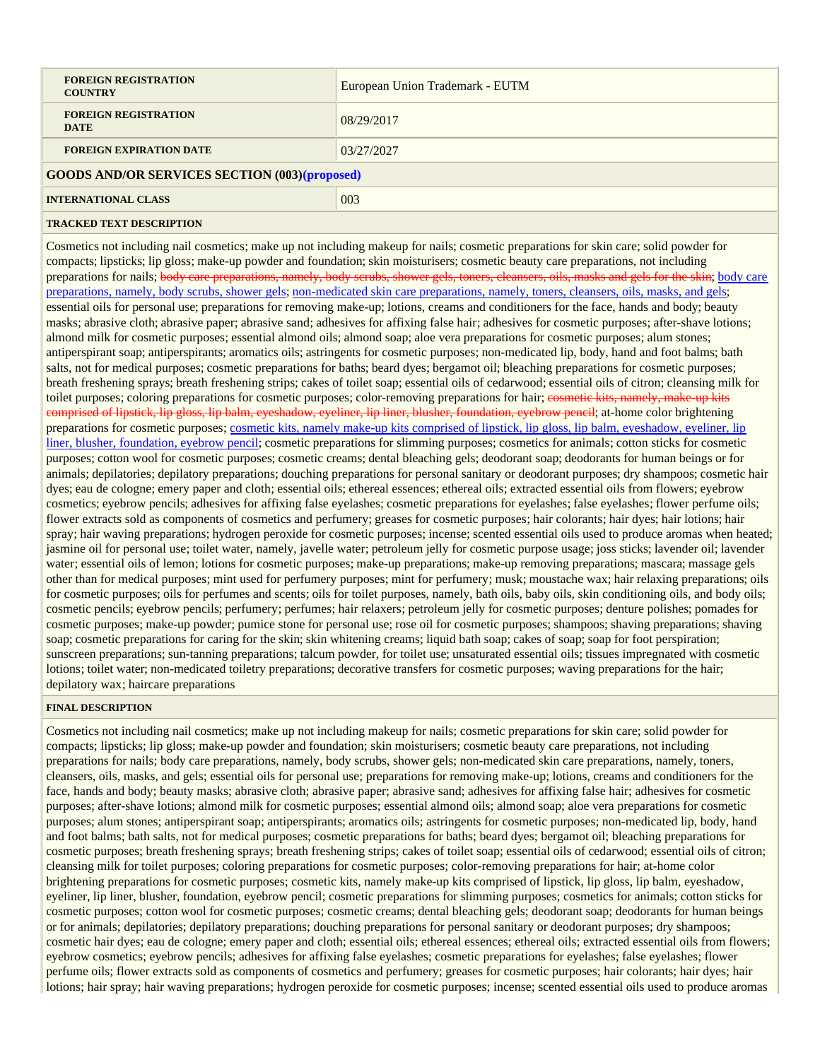| | |
|---|---|
| **FOREIGN REGISTRATION COUNTRY** | European Union Trademark - EUTM |
| **FOREIGN REGISTRATION DATE** | 08/29/2017 |
| **FOREIGN EXPIRATION DATE** | 03/27/2027 |

**GOODS AND/OR SERVICES SECTION (003)(proposed)**

| | |
|---|---|
| **INTERNATIONAL CLASS** | 003 |

**TRACKED TEXT DESCRIPTION**

Cosmetics not including nail cosmetics; make up not including makeup for nails; cosmetic preparations for skin care; solid powder for compacts; lipsticks; lip gloss; make-up powder and foundation; skin moisturisers; cosmetic beauty care preparations, not including preparations for nails; ~~body care preparations, namely, body scrubs, shower gels, toners, cleansers, oils, masks and gels for the skin~~; <u>body care preparations, namely, body scrubs, shower gels</u>; <u>non-medicated skin care preparations, namely, toners, cleansers, oils, masks, and gels</u>; essential oils for personal use; preparations for removing make-up; lotions, creams and conditioners for the face, hands and body; beauty masks; abrasive cloth; abrasive paper; abrasive sand; adhesives for affixing false hair; adhesives for cosmetic purposes; after-shave lotions; almond milk for cosmetic purposes; essential almond oils; almond soap; aloe vera preparations for cosmetic purposes; alum stones; antiperspirant soap; antiperspirants; aromatics oils; astringents for cosmetic purposes; non-medicated lip, body, hand and foot balms; bath salts, not for medical purposes; cosmetic preparations for baths; beard dyes; bergamot oil; bleaching preparations for cosmetic purposes; breath freshening sprays; breath freshening strips; cakes of toilet soap; essential oils of cedarwood; essential oils of citron; cleansing milk for toilet purposes; coloring preparations for cosmetic purposes; color-removing preparations for hair; ~~cosmetic kits, namely, make-up kits comprised of lipstick, lip gloss, lip balm, eyeshadow, eyeliner, lip liner, blusher, foundation, eyebrow pencil~~; at-home color brightening preparations for cosmetic purposes; <u>cosmetic kits, namely make-up kits comprised of lipstick, lip gloss, lip balm, eyeshadow, eyeliner, lip liner, blusher, foundation, eyebrow pencil</u>; cosmetic preparations for slimming purposes; cosmetics for animals; cotton sticks for cosmetic purposes; cotton wool for cosmetic purposes; cosmetic creams; dental bleaching gels; deodorant soap; deodorants for human beings or for animals; depilatories; depilatory preparations; douching preparations for personal sanitary or deodorant purposes; dry shampoos; cosmetic hair dyes; eau de cologne; emery paper and cloth; essential oils; ethereal essences; ethereal oils; extracted essential oils from flowers; eyebrow cosmetics; eyebrow pencils; adhesives for affixing false eyelashes; cosmetic preparations for eyelashes; false eyelashes; flower perfume oils; flower extracts sold as components of cosmetics and perfumery; greases for cosmetic purposes; hair colorants; hair dyes; hair lotions; hair spray; hair waving preparations; hydrogen peroxide for cosmetic purposes; incense; scented essential oils used to produce aromas when heated; jasmine oil for personal use; toilet water, namely, javelle water; petroleum jelly for cosmetic purpose usage; joss sticks; lavender oil; lavender water; essential oils of lemon; lotions for cosmetic purposes; make-up preparations; make-up removing preparations; mascara; massage gels other than for medical purposes; mint used for perfumery purposes; mint for perfumery; musk; moustache wax; hair relaxing preparations; oils for cosmetic purposes; oils for perfumes and scents; oils for toilet purposes, namely, bath oils, baby oils, skin conditioning oils, and body oils; cosmetic pencils; eyebrow pencils; perfumery; perfumes; hair relaxers; petroleum jelly for cosmetic purposes; denture polishes; pomades for cosmetic purposes; make-up powder; pumice stone for personal use; rose oil for cosmetic purposes; shampoos; shaving preparations; shaving soap; cosmetic preparations for caring for the skin; skin whitening creams; liquid bath soap; cakes of soap; soap for foot perspiration; sunscreen preparations; sun-tanning preparations; talcum powder, for toilet use; unsaturated essential oils; tissues impregnated with cosmetic lotions; toilet water; non-medicated toiletry preparations; decorative transfers for cosmetic purposes; waving preparations for the hair; depilatory wax; haircare preparations

**FINAL DESCRIPTION**

Cosmetics not including nail cosmetics; make up not including makeup for nails; cosmetic preparations for skin care; solid powder for compacts; lipsticks; lip gloss; make-up powder and foundation; skin moisturisers; cosmetic beauty care preparations, not including preparations for nails; body care preparations, namely, body scrubs, shower gels; non-medicated skin care preparations, namely, toners, cleansers, oils, masks, and gels; essential oils for personal use; preparations for removing make-up; lotions, creams and conditioners for the face, hands and body; beauty masks; abrasive cloth; abrasive paper; abrasive sand; adhesives for affixing false hair; adhesives for cosmetic purposes; after-shave lotions; almond milk for cosmetic purposes; essential almond oils; almond soap; aloe vera preparations for cosmetic purposes; alum stones; antiperspirant soap; antiperspirants; aromatics oils; astringents for cosmetic purposes; non-medicated lip, body, hand and foot balms; bath salts, not for medical purposes; cosmetic preparations for baths; beard dyes; bergamot oil; bleaching preparations for cosmetic purposes; breath freshening sprays; breath freshening strips; cakes of toilet soap; essential oils of cedarwood; essential oils of citron; cleansing milk for toilet purposes; coloring preparations for cosmetic purposes; color-removing preparations for hair; at-home color brightening preparations for cosmetic purposes; cosmetic kits, namely make-up kits comprised of lipstick, lip gloss, lip balm, eyeshadow, eyeliner, lip liner, blusher, foundation, eyebrow pencil; cosmetic preparations for slimming purposes; cosmetics for animals; cotton sticks for cosmetic purposes; cotton wool for cosmetic purposes; cosmetic creams; dental bleaching gels; deodorant soap; deodorants for human beings or for animals; depilatories; depilatory preparations; douching preparations for personal sanitary or deodorant purposes; dry shampoos; cosmetic hair dyes; eau de cologne; emery paper and cloth; essential oils; ethereal essences; ethereal oils; extracted essential oils from flowers; eyebrow cosmetics; eyebrow pencils; adhesives for affixing false eyelashes; cosmetic preparations for eyelashes; false eyelashes; flower perfume oils; flower extracts sold as components of cosmetics and perfumery; greases for cosmetic purposes; hair colorants; hair dyes; hair lotions; hair spray; hair waving preparations; hydrogen peroxide for cosmetic purposes; incense; scented essential oils used to produce aromas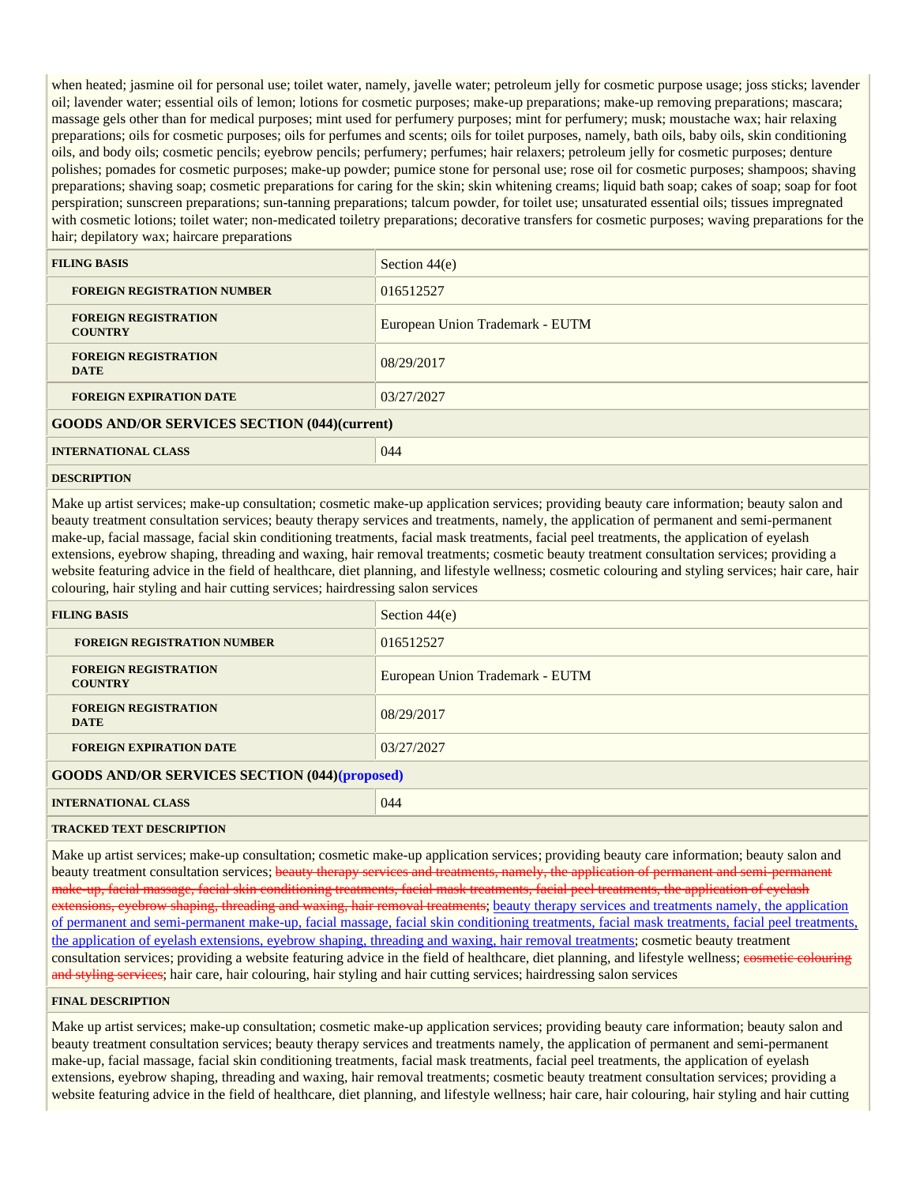when heated; jasmine oil for personal use; toilet water, namely, javelle water; petroleum jelly for cosmetic purpose usage; joss sticks; lavender oil; lavender water; essential oils of lemon; lotions for cosmetic purposes; make-up preparations; make-up removing preparations; mascara; massage gels other than for medical purposes; mint used for perfumery purposes; mint for perfumery; musk; moustache wax; hair relaxing preparations; oils for cosmetic purposes; oils for perfumes and scents; oils for toilet purposes, namely, bath oils, baby oils, skin conditioning oils, and body oils; cosmetic pencils; eyebrow pencils; perfumery; perfumes; hair relaxers; petroleum jelly for cosmetic purposes; denture polishes; pomades for cosmetic purposes; make-up powder; pumice stone for personal use; rose oil for cosmetic purposes; shampoos; shaving preparations; shaving soap; cosmetic preparations for caring for the skin; skin whitening creams; liquid bath soap; cakes of soap; soap for foot perspiration; sunscreen preparations; sun-tanning preparations; talcum powder, for toilet use; unsaturated essential oils; tissues impregnated with cosmetic lotions; toilet water; non-medicated toiletry preparations; decorative transfers for cosmetic purposes; waving preparations for the hair; depilatory wax; haircare preparations

| **FILING BASIS** | Section 44(e) |
|---|---|
| **FOREIGN REGISTRATION NUMBER** | 016512527 |
| **FOREIGN REGISTRATION COUNTRY** | European Union Trademark - EUTM |
| **FOREIGN REGISTRATION DATE** | 08/29/2017 |
| **FOREIGN EXPIRATION DATE** | 03/27/2027 |

**GOODS AND/OR SERVICES SECTION (044)(current)**

| **INTERNATIONAL CLASS** | 044 |
|---|---|

**DESCRIPTION**

Make up artist services; make-up consultation; cosmetic make-up application services; providing beauty care information; beauty salon and beauty treatment consultation services; beauty therapy services and treatments, namely, the application of permanent and semi-permanent make-up, facial massage, facial skin conditioning treatments, facial mask treatments, facial peel treatments, the application of eyelash extensions, eyebrow shaping, threading and waxing, hair removal treatments; cosmetic beauty treatment consultation services; providing a website featuring advice in the field of healthcare, diet planning, and lifestyle wellness; cosmetic colouring and styling services; hair care, hair colouring, hair styling and hair cutting services; hairdressing salon services

| **FILING BASIS** | Section 44(e) |
|---|---|
| **FOREIGN REGISTRATION NUMBER** | 016512527 |
| **FOREIGN REGISTRATION COUNTRY** | European Union Trademark - EUTM |
| **FOREIGN REGISTRATION DATE** | 08/29/2017 |
| **FOREIGN EXPIRATION DATE** | 03/27/2027 |

**GOODS AND/OR SERVICES SECTION (044)(proposed)**

| **INTERNATIONAL CLASS** | 044 |
|---|---|

**TRACKED TEXT DESCRIPTION**

Make up artist services; make-up consultation; cosmetic make-up application services; providing beauty care information; beauty salon and beauty treatment consultation services; ~~beauty therapy services and treatments, namely, the application of permanent and semi-permanent make-up, facial massage, facial skin conditioning treatments, facial mask treatments, facial peel treatments, the application of eyelash extensions, eyebrow shaping, threading and waxing, hair removal treatments~~; beauty therapy services and treatments namely, the application of permanent and semi-permanent make-up, facial massage, facial skin conditioning treatments, facial mask treatments, facial peel treatments, the application of eyelash extensions, eyebrow shaping, threading and waxing, hair removal treatments; cosmetic beauty treatment consultation services; providing a website featuring advice in the field of healthcare, diet planning, and lifestyle wellness; ~~cosmetic colouring and styling services~~; hair care, hair colouring, hair styling and hair cutting services; hairdressing salon services

**FINAL DESCRIPTION**

Make up artist services; make-up consultation; cosmetic make-up application services; providing beauty care information; beauty salon and beauty treatment consultation services; beauty therapy services and treatments namely, the application of permanent and semi-permanent make-up, facial massage, facial skin conditioning treatments, facial mask treatments, facial peel treatments, the application of eyelash extensions, eyebrow shaping, threading and waxing, hair removal treatments; cosmetic beauty treatment consultation services; providing a website featuring advice in the field of healthcare, diet planning, and lifestyle wellness; hair care, hair colouring, hair styling and hair cutting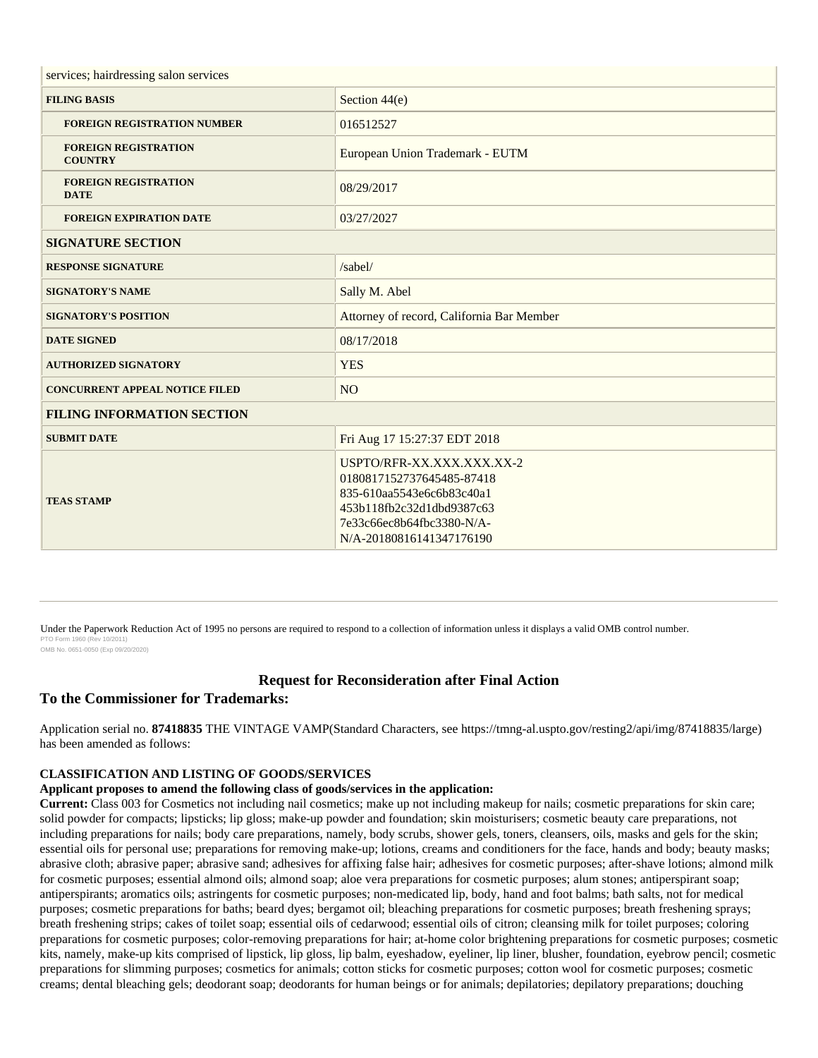| | |
|---|---|
| services; hairdressing salon services | |
| **FILING BASIS** | Section 44(e) |
| **FOREIGN REGISTRATION NUMBER** | 016512527 |
| **FOREIGN REGISTRATION COUNTRY** | European Union Trademark - EUTM |
| **FOREIGN REGISTRATION DATE** | 08/29/2017 |
| **FOREIGN EXPIRATION DATE** | 03/27/2027 |
| **SIGNATURE SECTION** | |
| **RESPONSE SIGNATURE** | /sabel/ |
| **SIGNATORY'S NAME** | Sally M. Abel |
| **SIGNATORY'S POSITION** | Attorney of record, California Bar Member |
| **DATE SIGNED** | 08/17/2018 |
| **AUTHORIZED SIGNATORY** | YES |
| **CONCURRENT APPEAL NOTICE FILED** | NO |
| **FILING INFORMATION SECTION** | |
| **SUBMIT DATE** | Fri Aug 17 15:27:37 EDT 2018 |
| **TEAS STAMP** | USPTO/RFR-XX.XXX.XXX.XX-2 0180817152737645485-87418 835-610aa5543e6c6b83c40a1 453b118fb2c32d1dbd9387c63 7e33c66ec8b64fbc3380-N/A-N/A-20180816141347176190 |

Under the Paperwork Reduction Act of 1995 no persons are required to respond to a collection of information unless it displays a valid OMB control number.
PTO Form 1960 (Rev 10/2011)
OMB No. 0651-0050 (Exp 09/20/2020)

## Request for Reconsideration after Final Action

### To the Commissioner for Trademarks:

Application serial no. **87418835** THE VINTAGE VAMP(Standard Characters, see https://tmng-al.uspto.gov/resting2/api/img/87418835/large) has been amended as follows:

**CLASSIFICATION AND LISTING OF GOODS/SERVICES**

**Applicant proposes to amend the following class of goods/services in the application:**

**Current:** Class 003 for Cosmetics not including nail cosmetics; make up not including makeup for nails; cosmetic preparations for skin care; solid powder for compacts; lipsticks; lip gloss; make-up powder and foundation; skin moisturisers; cosmetic beauty care preparations, not including preparations for nails; body care preparations, namely, body scrubs, shower gels, toners, cleansers, oils, masks and gels for the skin; essential oils for personal use; preparations for removing make-up; lotions, creams and conditioners for the face, hands and body; beauty masks; abrasive cloth; abrasive paper; abrasive sand; adhesives for affixing false hair; adhesives for cosmetic purposes; after-shave lotions; almond milk for cosmetic purposes; essential almond oils; almond soap; aloe vera preparations for cosmetic purposes; alum stones; antiperspirant soap; antiperspirants; aromatics oils; astringents for cosmetic purposes; non-medicated lip, body, hand and foot balms; bath salts, not for medical purposes; cosmetic preparations for baths; beard dyes; bergamot oil; bleaching preparations for cosmetic purposes; breath freshening sprays; breath freshening strips; cakes of toilet soap; essential oils of cedarwood; essential oils of citron; cleansing milk for toilet purposes; coloring preparations for cosmetic purposes; color-removing preparations for hair; at-home color brightening preparations for cosmetic purposes; cosmetic kits, namely, make-up kits comprised of lipstick, lip gloss, lip balm, eyeshadow, eyeliner, lip liner, blusher, foundation, eyebrow pencil; cosmetic preparations for slimming purposes; cosmetics for animals; cotton sticks for cosmetic purposes; cotton wool for cosmetic purposes; cosmetic creams; dental bleaching gels; deodorant soap; deodorants for human beings or for animals; depilatories; depilatory preparations; douching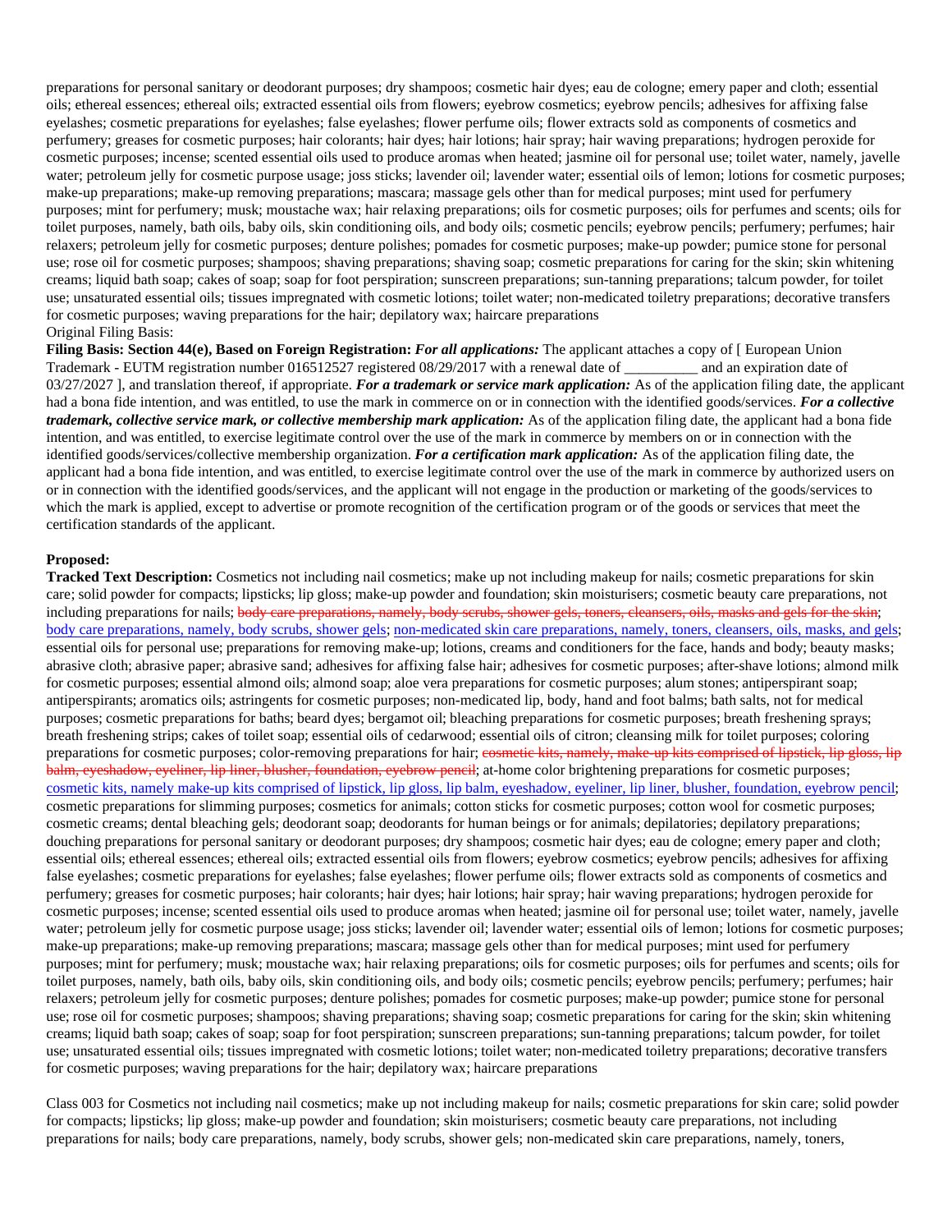preparations for personal sanitary or deodorant purposes; dry shampoos; cosmetic hair dyes; eau de cologne; emery paper and cloth; essential oils; ethereal essences; ethereal oils; extracted essential oils from flowers; eyebrow cosmetics; eyebrow pencils; adhesives for affixing false eyelashes; cosmetic preparations for eyelashes; false eyelashes; flower perfume oils; flower extracts sold as components of cosmetics and perfumery; greases for cosmetic purposes; hair colorants; hair dyes; hair lotions; hair spray; hair waving preparations; hydrogen peroxide for cosmetic purposes; incense; scented essential oils used to produce aromas when heated; jasmine oil for personal use; toilet water, namely, javelle water; petroleum jelly for cosmetic purpose usage; joss sticks; lavender oil; lavender water; essential oils of lemon; lotions for cosmetic purposes; make-up preparations; make-up removing preparations; mascara; massage gels other than for medical purposes; mint used for perfumery purposes; mint for perfumery; musk; moustache wax; hair relaxing preparations; oils for cosmetic purposes; oils for perfumes and scents; oils for toilet purposes, namely, bath oils, baby oils, skin conditioning oils, and body oils; cosmetic pencils; eyebrow pencils; perfumery; perfumes; hair relaxers; petroleum jelly for cosmetic purposes; denture polishes; pomades for cosmetic purposes; make-up powder; pumice stone for personal use; rose oil for cosmetic purposes; shampoos; shaving preparations; shaving soap; cosmetic preparations for caring for the skin; skin whitening creams; liquid bath soap; cakes of soap; soap for foot perspiration; sunscreen preparations; sun-tanning preparations; talcum powder, for toilet use; unsaturated essential oils; tissues impregnated with cosmetic lotions; toilet water; non-medicated toiletry preparations; decorative transfers for cosmetic purposes; waving preparations for the hair; depilatory wax; haircare preparations

Original Filing Basis:

**Filing Basis: Section 44(e), Based on Foreign Registration:** ***For all applications:*** The applicant attaches a copy of [ European Union Trademark - EUTM registration number 016512527 registered 08/29/2017 with a renewal date of __________ and an expiration date of 03/27/2027 ], and translation thereof, if appropriate. ***For a trademark or service mark application:*** As of the application filing date, the applicant had a bona fide intention, and was entitled, to use the mark in commerce on or in connection with the identified goods/services. ***For a collective trademark, collective service mark, or collective membership mark application:*** As of the application filing date, the applicant had a bona fide intention, and was entitled, to exercise legitimate control over the use of the mark in commerce by members on or in connection with the identified goods/services/collective membership organization. ***For a certification mark application:*** As of the application filing date, the applicant had a bona fide intention, and was entitled, to exercise legitimate control over the use of the mark in commerce by authorized users on or in connection with the identified goods/services, and the applicant will not engage in the production or marketing of the goods/services to which the mark is applied, except to advertise or promote recognition of the certification program or of the goods or services that meet the certification standards of the applicant.

**Proposed:**

**Tracked Text Description:** Cosmetics not including nail cosmetics; make up not including makeup for nails; cosmetic preparations for skin care; solid powder for compacts; lipsticks; lip gloss; make-up powder and foundation; skin moisturisers; cosmetic beauty care preparations, not including preparations for nails; ~~body care preparations, namely, body scrubs, shower gels, toners, cleansers, oils, masks and gels for the skin~~; body care preparations, namely, body scrubs, shower gels; non-medicated skin care preparations, namely, toners, cleansers, oils, masks, and gels; essential oils for personal use; preparations for removing make-up; lotions, creams and conditioners for the face, hands and body; beauty masks; abrasive cloth; abrasive paper; abrasive sand; adhesives for affixing false hair; adhesives for cosmetic purposes; after-shave lotions; almond milk for cosmetic purposes; essential almond oils; almond soap; aloe vera preparations for cosmetic purposes; alum stones; antiperspirant soap; antiperspirants; aromatics oils; astringents for cosmetic purposes; non-medicated lip, body, hand and foot balms; bath salts, not for medical purposes; cosmetic preparations for baths; beard dyes; bergamot oil; bleaching preparations for cosmetic purposes; breath freshening sprays; breath freshening strips; cakes of toilet soap; essential oils of cedarwood; essential oils of citron; cleansing milk for toilet purposes; coloring preparations for cosmetic purposes; color-removing preparations for hair; ~~cosmetic kits, namely, make-up kits comprised of lipstick, lip gloss, lip balm, eyeshadow, eyeliner, lip liner, blusher, foundation, eyebrow pencil~~; at-home color brightening preparations for cosmetic purposes; cosmetic kits, namely make-up kits comprised of lipstick, lip gloss, lip balm, eyeshadow, eyeliner, lip liner, blusher, foundation, eyebrow pencil; cosmetic preparations for slimming purposes; cosmetics for animals; cotton sticks for cosmetic purposes; cotton wool for cosmetic purposes; cosmetic creams; dental bleaching gels; deodorant soap; deodorants for human beings or for animals; depilatories; depilatory preparations; douching preparations for personal sanitary or deodorant purposes; dry shampoos; cosmetic hair dyes; eau de cologne; emery paper and cloth; essential oils; ethereal essences; ethereal oils; extracted essential oils from flowers; eyebrow cosmetics; eyebrow pencils; adhesives for affixing false eyelashes; cosmetic preparations for eyelashes; false eyelashes; flower perfume oils; flower extracts sold as components of cosmetics and perfumery; greases for cosmetic purposes; hair colorants; hair dyes; hair lotions; hair spray; hair waving preparations; hydrogen peroxide for cosmetic purposes; incense; scented essential oils used to produce aromas when heated; jasmine oil for personal use; toilet water, namely, javelle water; petroleum jelly for cosmetic purpose usage; joss sticks; lavender oil; lavender water; essential oils of lemon; lotions for cosmetic purposes; make-up preparations; make-up removing preparations; mascara; massage gels other than for medical purposes; mint used for perfumery purposes; mint for perfumery; musk; moustache wax; hair relaxing preparations; oils for cosmetic purposes; oils for perfumes and scents; oils for toilet purposes, namely, bath oils, baby oils, skin conditioning oils, and body oils; cosmetic pencils; eyebrow pencils; perfumery; perfumes; hair relaxers; petroleum jelly for cosmetic purposes; denture polishes; pomades for cosmetic purposes; make-up powder; pumice stone for personal use; rose oil for cosmetic purposes; shampoos; shaving preparations; shaving soap; cosmetic preparations for caring for the skin; skin whitening creams; liquid bath soap; cakes of soap; soap for foot perspiration; sunscreen preparations; sun-tanning preparations; talcum powder, for toilet use; unsaturated essential oils; tissues impregnated with cosmetic lotions; toilet water; non-medicated toiletry preparations; decorative transfers for cosmetic purposes; waving preparations for the hair; depilatory wax; haircare preparations

Class 003 for Cosmetics not including nail cosmetics; make up not including makeup for nails; cosmetic preparations for skin care; solid powder for compacts; lipsticks; lip gloss; make-up powder and foundation; skin moisturisers; cosmetic beauty care preparations, not including preparations for nails; body care preparations, namely, body scrubs, shower gels; non-medicated skin care preparations, namely, toners,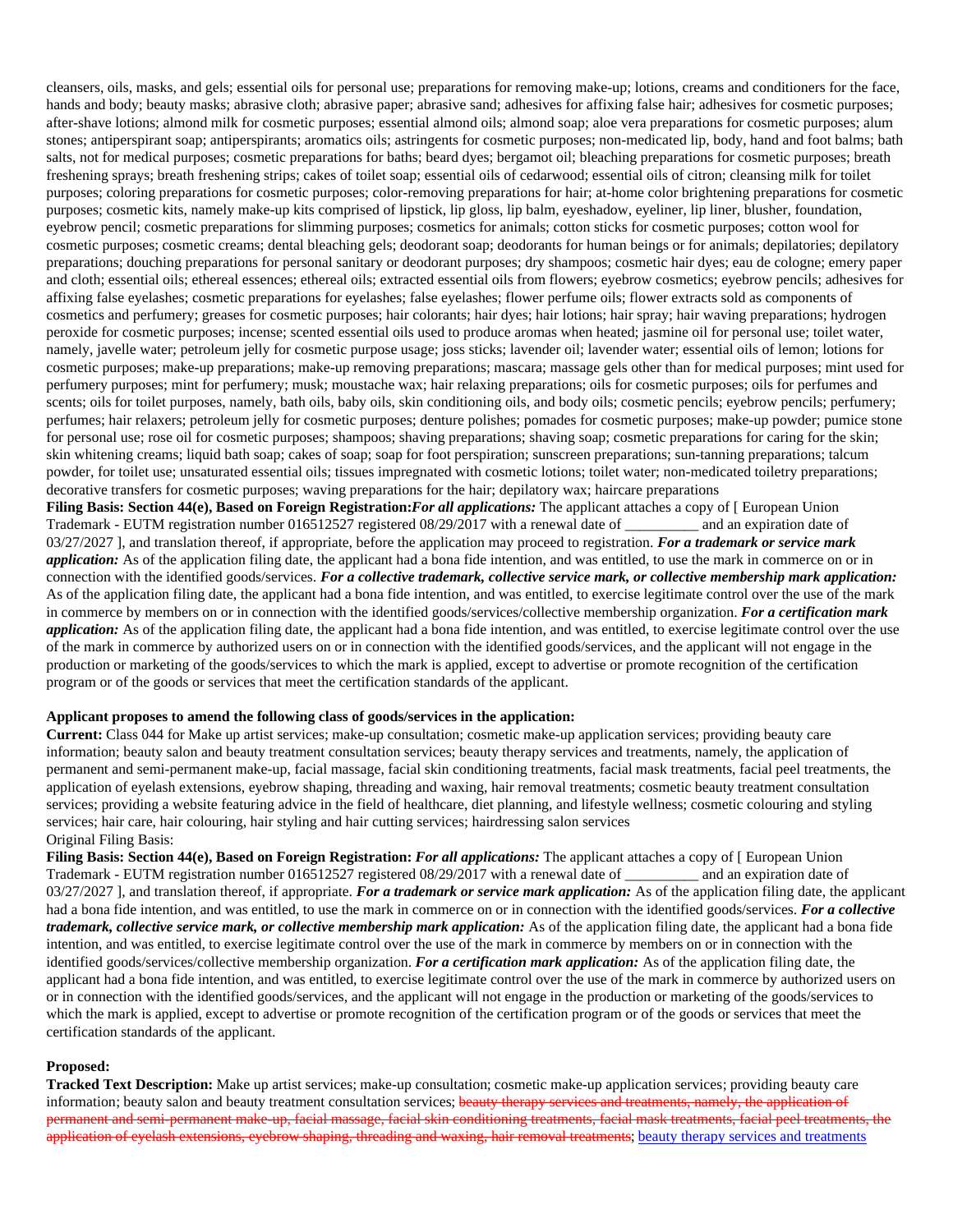cleansers, oils, masks, and gels; essential oils for personal use; preparations for removing make-up; lotions, creams and conditioners for the face, hands and body; beauty masks; abrasive cloth; abrasive paper; abrasive sand; adhesives for affixing false hair; adhesives for cosmetic purposes; after-shave lotions; almond milk for cosmetic purposes; essential almond oils; almond soap; aloe vera preparations for cosmetic purposes; alum stones; antiperspirant soap; antiperspirants; aromatics oils; astringents for cosmetic purposes; non-medicated lip, body, hand and foot balms; bath salts, not for medical purposes; cosmetic preparations for baths; beard dyes; bergamot oil; bleaching preparations for cosmetic purposes; breath freshening sprays; breath freshening strips; cakes of toilet soap; essential oils of cedarwood; essential oils of citron; cleansing milk for toilet purposes; coloring preparations for cosmetic purposes; color-removing preparations for hair; at-home color brightening preparations for cosmetic purposes; cosmetic kits, namely make-up kits comprised of lipstick, lip gloss, lip balm, eyeshadow, eyeliner, lip liner, blusher, foundation, eyebrow pencil; cosmetic preparations for slimming purposes; cosmetics for animals; cotton sticks for cosmetic purposes; cotton wool for cosmetic purposes; cosmetic creams; dental bleaching gels; deodorant soap; deodorants for human beings or for animals; depilatories; depilatory preparations; douching preparations for personal sanitary or deodorant purposes; dry shampoos; cosmetic hair dyes; eau de cologne; emery paper and cloth; essential oils; ethereal essences; ethereal oils; extracted essential oils from flowers; eyebrow cosmetics; eyebrow pencils; adhesives for affixing false eyelashes; cosmetic preparations for eyelashes; false eyelashes; flower perfume oils; flower extracts sold as components of cosmetics and perfumery; greases for cosmetic purposes; hair colorants; hair dyes; hair lotions; hair spray; hair waving preparations; hydrogen peroxide for cosmetic purposes; incense; scented essential oils used to produce aromas when heated; jasmine oil for personal use; toilet water, namely, javelle water; petroleum jelly for cosmetic purpose usage; joss sticks; lavender oil; lavender water; essential oils of lemon; lotions for cosmetic purposes; make-up preparations; make-up removing preparations; mascara; massage gels other than for medical purposes; mint used for perfumery purposes; mint for perfumery; musk; moustache wax; hair relaxing preparations; oils for cosmetic purposes; oils for perfumes and scents; oils for toilet purposes, namely, bath oils, baby oils, skin conditioning oils, and body oils; cosmetic pencils; eyebrow pencils; perfumery; perfumes; hair relaxers; petroleum jelly for cosmetic purposes; denture polishes; pomades for cosmetic purposes; make-up powder; pumice stone for personal use; rose oil for cosmetic purposes; shampoos; shaving preparations; shaving soap; cosmetic preparations for caring for the skin; skin whitening creams; liquid bath soap; cakes of soap; soap for foot perspiration; sunscreen preparations; sun-tanning preparations; talcum powder, for toilet use; unsaturated essential oils; tissues impregnated with cosmetic lotions; toilet water; non-medicated toiletry preparations; decorative transfers for cosmetic purposes; waving preparations for the hair; depilatory wax; haircare preparations

**Filing Basis: Section 44(e), Based on Foreign Registration:** ***For all applications:*** The applicant attaches a copy of [ European Union Trademark - EUTM registration number 016512527 registered 08/29/2017 with a renewal date of __________ and an expiration date of 03/27/2027 ], and translation thereof, if appropriate, before the application may proceed to registration. ***For a trademark or service mark application:*** As of the application filing date, the applicant had a bona fide intention, and was entitled, to use the mark in commerce on or in connection with the identified goods/services. ***For a collective trademark, collective service mark, or collective membership mark application:*** As of the application filing date, the applicant had a bona fide intention, and was entitled, to exercise legitimate control over the use of the mark in commerce by members on or in connection with the identified goods/services/collective membership organization. ***For a certification mark application:*** As of the application filing date, the applicant had a bona fide intention, and was entitled, to exercise legitimate control over the use of the mark in commerce by authorized users on or in connection with the identified goods/services, and the applicant will not engage in the production or marketing of the goods/services to which the mark is applied, except to advertise or promote recognition of the certification program or of the goods or services that meet the certification standards of the applicant.

**Applicant proposes to amend the following class of goods/services in the application:**

**Current:** Class 044 for Make up artist services; make-up consultation; cosmetic make-up application services; providing beauty care information; beauty salon and beauty treatment consultation services; beauty therapy services and treatments, namely, the application of permanent and semi-permanent make-up, facial massage, facial skin conditioning treatments, facial mask treatments, facial peel treatments, the application of eyelash extensions, eyebrow shaping, threading and waxing, hair removal treatments; cosmetic beauty treatment consultation services; providing a website featuring advice in the field of healthcare, diet planning, and lifestyle wellness; cosmetic colouring and styling services; hair care, hair colouring, hair styling and hair cutting services; hairdressing salon services

Original Filing Basis:

**Filing Basis: Section 44(e), Based on Foreign Registration:** ***For all applications:*** The applicant attaches a copy of [ European Union Trademark - EUTM registration number 016512527 registered 08/29/2017 with a renewal date of __________ and an expiration date of 03/27/2027 ], and translation thereof, if appropriate. ***For a trademark or service mark application:*** As of the application filing date, the applicant had a bona fide intention, and was entitled, to use the mark in commerce on or in connection with the identified goods/services. ***For a collective trademark, collective service mark, or collective membership mark application:*** As of the application filing date, the applicant had a bona fide intention, and was entitled, to exercise legitimate control over the use of the mark in commerce by members on or in connection with the identified goods/services/collective membership organization. ***For a certification mark application:*** As of the application filing date, the applicant had a bona fide intention, and was entitled, to exercise legitimate control over the use of the mark in commerce by authorized users on or in connection with the identified goods/services, and the applicant will not engage in the production or marketing of the goods/services to which the mark is applied, except to advertise or promote recognition of the certification program or of the goods or services that meet the certification standards of the applicant.

**Proposed:**

**Tracked Text Description:** Make up artist services; make-up consultation; cosmetic make-up application services; providing beauty care information; beauty salon and beauty treatment consultation services; ~~beauty therapy services and treatments, namely, the application of permanent and semi-permanent make-up, facial massage, facial skin conditioning treatments, facial mask treatments, facial peel treatments, the application of eyelash extensions, eyebrow shaping, threading and waxing, hair removal treatments~~; <u>beauty therapy services and treatments</u>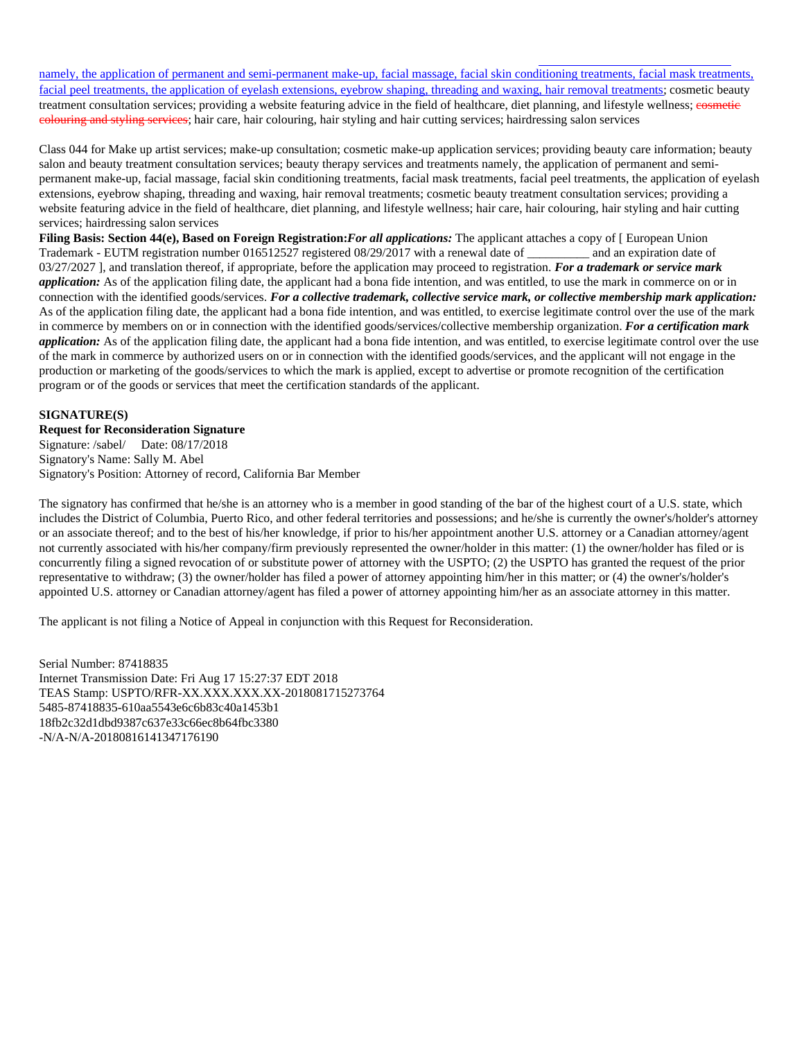namely, the application of permanent and semi-permanent make-up, facial massage, facial skin conditioning treatments, facial mask treatments, facial peel treatments, the application of eyelash extensions, eyebrow shaping, threading and waxing, hair removal treatments; cosmetic beauty treatment consultation services; providing a website featuring advice in the field of healthcare, diet planning, and lifestyle wellness; ~~cosmetic colouring and styling services~~; hair care, hair colouring, hair styling and hair cutting services; hairdressing salon services

Class 044 for Make up artist services; make-up consultation; cosmetic make-up application services; providing beauty care information; beauty salon and beauty treatment consultation services; beauty therapy services and treatments namely, the application of permanent and semi-permanent make-up, facial massage, facial skin conditioning treatments, facial mask treatments, facial peel treatments, the application of eyelash extensions, eyebrow shaping, threading and waxing, hair removal treatments; cosmetic beauty treatment consultation services; providing a website featuring advice in the field of healthcare, diet planning, and lifestyle wellness; hair care, hair colouring, hair styling and hair cutting services; hairdressing salon services

**Filing Basis: Section 44(e), Based on Foreign Registration:** ***For all applications:*** The applicant attaches a copy of [ European Union Trademark - EUTM registration number 016512527 registered 08/29/2017 with a renewal date of __________ and an expiration date of 03/27/2027 ], and translation thereof, if appropriate, before the application may proceed to registration. ***For a trademark or service mark application:*** As of the application filing date, the applicant had a bona fide intention, and was entitled, to use the mark in commerce on or in connection with the identified goods/services. ***For a collective trademark, collective service mark, or collective membership mark application:*** As of the application filing date, the applicant had a bona fide intention, and was entitled, to exercise legitimate control over the use of the mark in commerce by members on or in connection with the identified goods/services/collective membership organization. ***For a certification mark application:*** As of the application filing date, the applicant had a bona fide intention, and was entitled, to exercise legitimate control over the use of the mark in commerce by authorized users on or in connection with the identified goods/services, and the applicant will not engage in the production or marketing of the goods/services to which the mark is applied, except to advertise or promote recognition of the certification program or of the goods or services that meet the certification standards of the applicant.

**SIGNATURE(S)**

**Request for Reconsideration Signature**

Signature: /sabel/ Date: 08/17/2018

Signatory's Name: Sally M. Abel

Signatory's Position: Attorney of record, California Bar Member

The signatory has confirmed that he/she is an attorney who is a member in good standing of the bar of the highest court of a U.S. state, which includes the District of Columbia, Puerto Rico, and other federal territories and possessions; and he/she is currently the owner's/holder's attorney or an associate thereof; and to the best of his/her knowledge, if prior to his/her appointment another U.S. attorney or a Canadian attorney/agent not currently associated with his/her company/firm previously represented the owner/holder in this matter: (1) the owner/holder has filed or is concurrently filing a signed revocation of or substitute power of attorney with the USPTO; (2) the USPTO has granted the request of the prior representative to withdraw; (3) the owner/holder has filed a power of attorney appointing him/her in this matter; or (4) the owner's/holder's appointed U.S. attorney or Canadian attorney/agent has filed a power of attorney appointing him/her as an associate attorney in this matter.

The applicant is not filing a Notice of Appeal in conjunction with this Request for Reconsideration.

Serial Number: 87418835

Internet Transmission Date: Fri Aug 17 15:27:37 EDT 2018

TEAS Stamp: USPTO/RFR-XX.XXX.XXX.XX-2018081715273764

5485-87418835-610aa5543e6c6b83c40a1453b1

18fb2c32d1dbd9387c637e33c66ec8b64fbc3380

-N/A-N/A-20180816141347176190